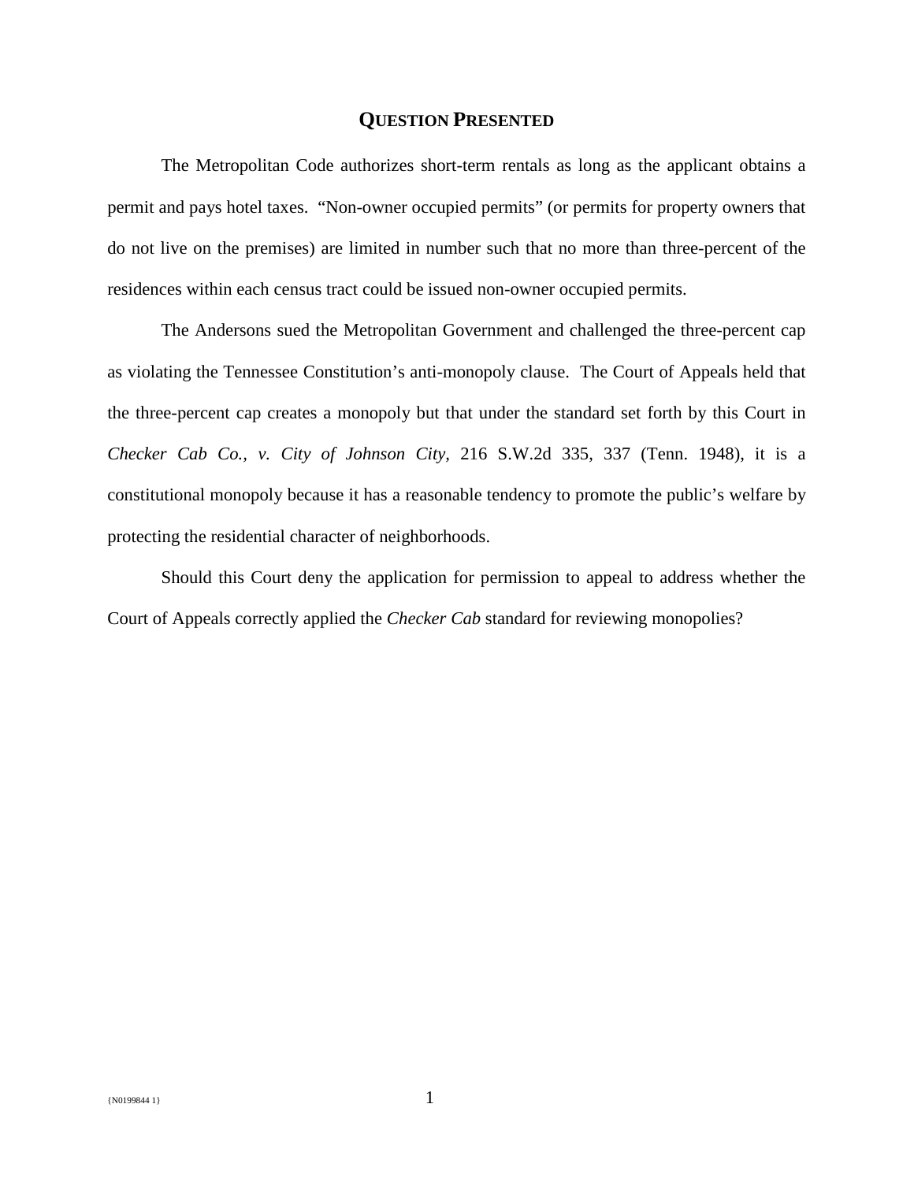## QUESTION PRESENTED

The Metropolitan Code authorizes short-term rentals as long as the applicant obtains a permit and pays hotel taxes. "Non-owner occupied permits" (or permits for property owners that do not live on the premises) are limited in number such that no more than three-percent of the residences within each census tract could be issued non-owner occupied permits.

The Andersons sued the Metropolitan Government and challenged the three-percent cap as violating the Tennessee Constitution's anti-monopoly clause. The Court of Appeals held that the three-percent cap creates a monopoly but that under the standard set forth by this Court in *Checker Cab Co., v. City of Johnson City*, 216 S.W.2d 335, 337 (Tenn. 1948), it is a constitutional monopoly because it has a reasonable tendency to promote the public's welfare by protecting the residential character of neighborhoods.

Should this Court deny the application for permission to appeal to address whether the Court of Appeals correctly applied the *Checker Cab* standard for reviewing monopolies?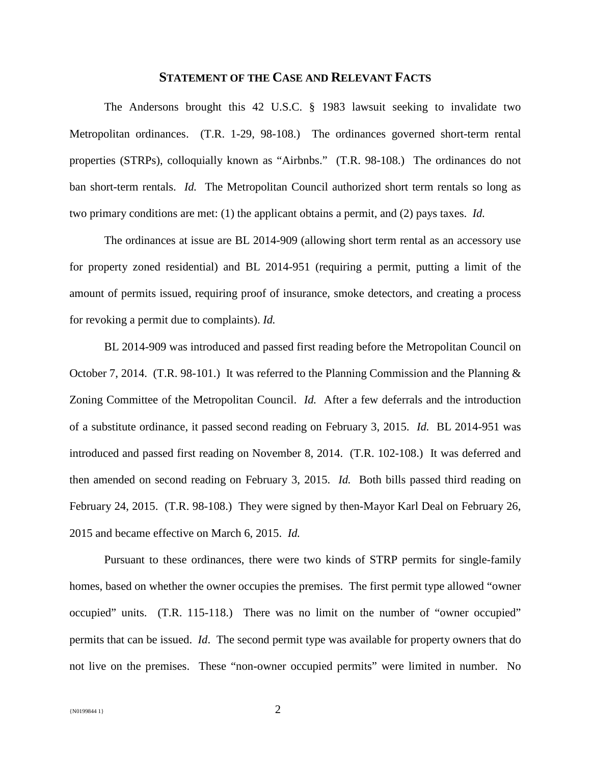## STATEMENT OF THE CASE AND RELEVANT FACTS

The Andersons brought this 42 U.S.C. § 1983 lawsuit seeking to invalidate two Metropolitan ordinances. (T.R. 1-29, 98-108.) The ordinances governed short-term rental properties (STRPs), colloquially known as "Airbnbs." (T.R. 98-108.) The ordinances do not ban short-term rentals. *Id.* The Metropolitan Council authorized short term rentals so long as two primary conditions are met: (1) the applicant obtains a permit, and (2) pays taxes. *Id.*

The ordinances at issue are BL 2014-909 (allowing short term rental as an accessory use for property zoned residential) and BL 2014-951 (requiring a permit, putting a limit of the amount of permits issued, requiring proof of insurance, smoke detectors, and creating a process for revoking a permit due to complaints). *Id.*

BL 2014-909 was introduced and passed first reading before the Metropolitan Council on October 7, 2014. (T.R. 98-101.) It was referred to the Planning Commission and the Planning & Zoning Committee of the Metropolitan Council. *Id.* After a few deferrals and the introduction of a substitute ordinance, it passed second reading on February 3, 2015. *Id.* BL 2014-951 was introduced and passed first reading on November 8, 2014. (T.R. 102-108.) It was deferred and then amended on second reading on February 3, 2015. *Id.* Both bills passed third reading on February 24, 2015. (T.R. 98-108.) They were signed by then-Mayor Karl Deal on February 26, 2015 and became effective on March 6, 2015. *Id.*

Pursuant to these ordinances, there were two kinds of STRP permits for single-family homes, based on whether the owner occupies the premises. The first permit type allowed "owner occupied" units. (T.R. 115-118.) There was no limit on the number of "owner occupied" permits that can be issued. *Id*. The second permit type was available for property owners that do not live on the premises. These "non-owner occupied permits" were limited in number. No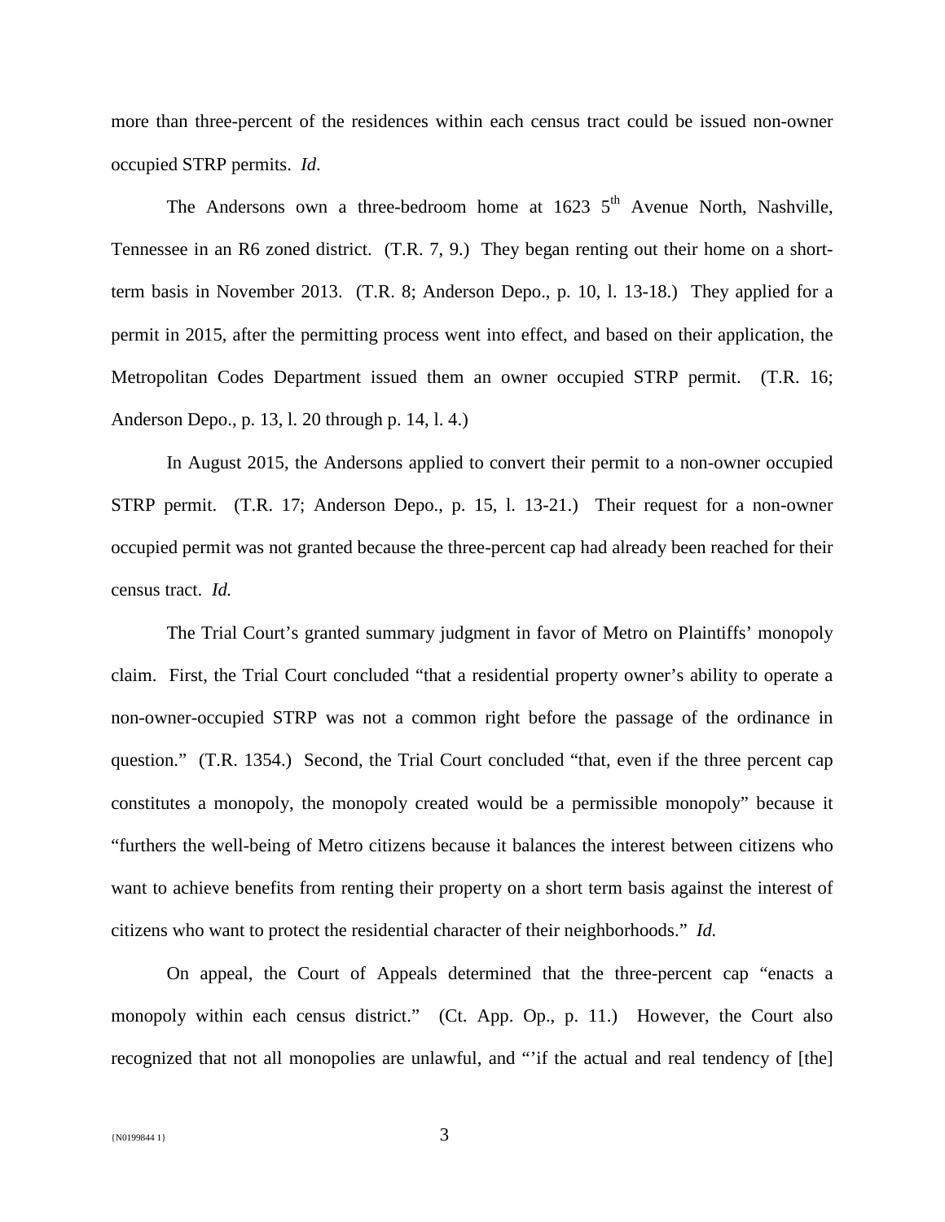more than three-percent of the residences within each census tract could be issued non-owner occupied STRP permits. *Id.*

The Andersons own a three-bedroom home at 1623 5th Avenue North, Nashville, Tennessee in an R6 zoned district. (T.R. 7, 9.) They began renting out their home on a short-term basis in November 2013. (T.R. 8; Anderson Depo., p. 10, l. 13-18.) They applied for a permit in 2015, after the permitting process went into effect, and based on their application, the Metropolitan Codes Department issued them an owner occupied STRP permit. (T.R. 16; Anderson Depo., p. 13, l. 20 through p. 14, l. 4.)

In August 2015, the Andersons applied to convert their permit to a non-owner occupied STRP permit. (T.R. 17; Anderson Depo., p. 15, l. 13-21.) Their request for a non-owner occupied permit was not granted because the three-percent cap had already been reached for their census tract. *Id.*

The Trial Court's granted summary judgment in favor of Metro on Plaintiffs' monopoly claim. First, the Trial Court concluded "that a residential property owner's ability to operate a non-owner-occupied STRP was not a common right before the passage of the ordinance in question." (T.R. 1354.) Second, the Trial Court concluded "that, even if the three percent cap constitutes a monopoly, the monopoly created would be a permissible monopoly" because it "furthers the well-being of Metro citizens because it balances the interest between citizens who want to achieve benefits from renting their property on a short term basis against the interest of citizens who want to protect the residential character of their neighborhoods." *Id.*

On appeal, the Court of Appeals determined that the three-percent cap "enacts a monopoly within each census district." (Ct. App. Op., p. 11.) However, the Court also recognized that not all monopolies are unlawful, and "'if the actual and real tendency of [the]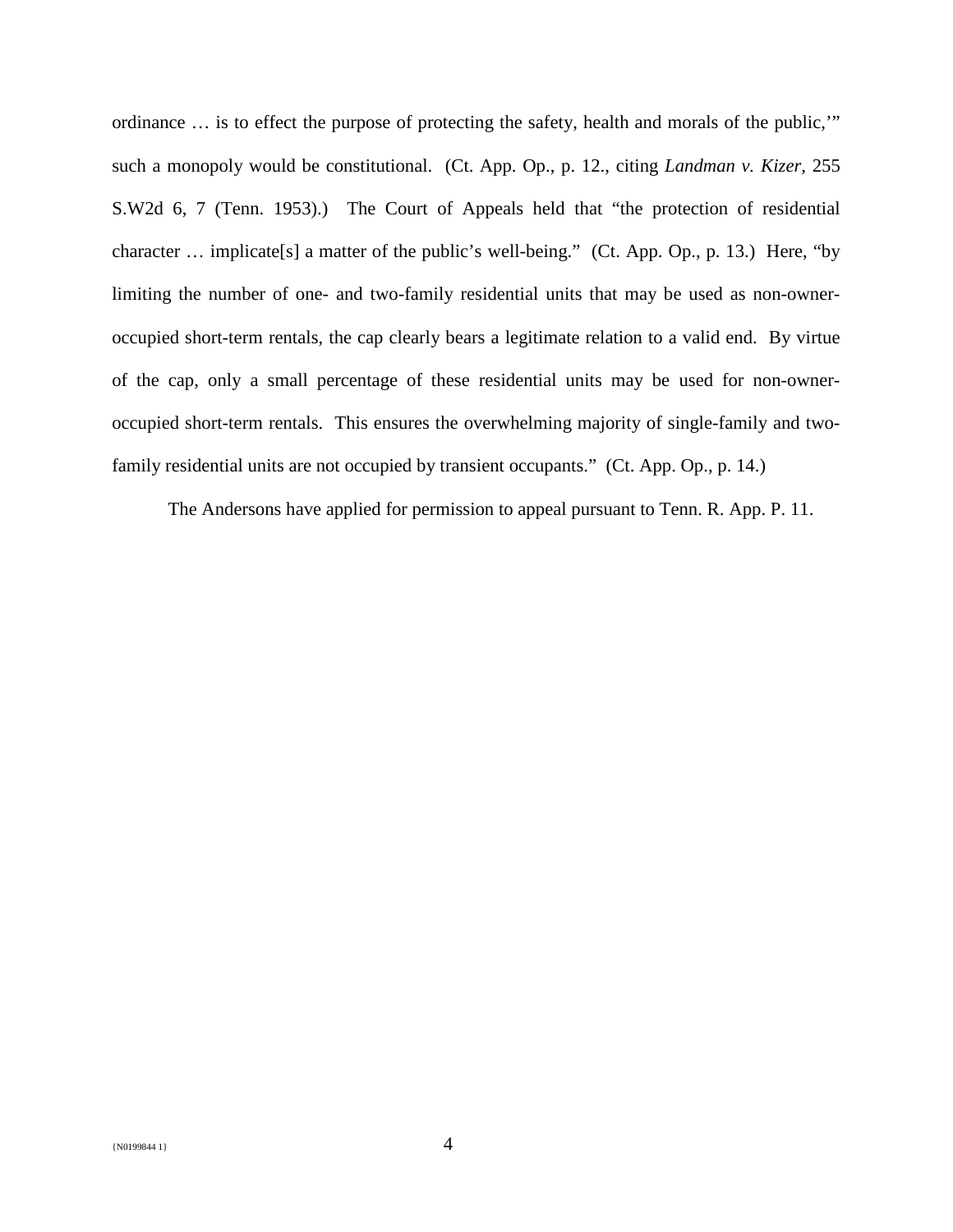ordinance … is to effect the purpose of protecting the safety, health and morals of the public,'" such a monopoly would be constitutional. (Ct. App. Op., p. 12., citing *Landman v. Kizer*, 255 S.W2d 6, 7 (Tenn. 1953).) The Court of Appeals held that "the protection of residential character … implicate[s] a matter of the public's well-being." (Ct. App. Op., p. 13.) Here, "by limiting the number of one- and two-family residential units that may be used as non-owner-occupied short-term rentals, the cap clearly bears a legitimate relation to a valid end. By virtue of the cap, only a small percentage of these residential units may be used for non-owner-occupied short-term rentals. This ensures the overwhelming majority of single-family and two-family residential units are not occupied by transient occupants." (Ct. App. Op., p. 14.)

The Andersons have applied for permission to appeal pursuant to Tenn. R. App. P. 11.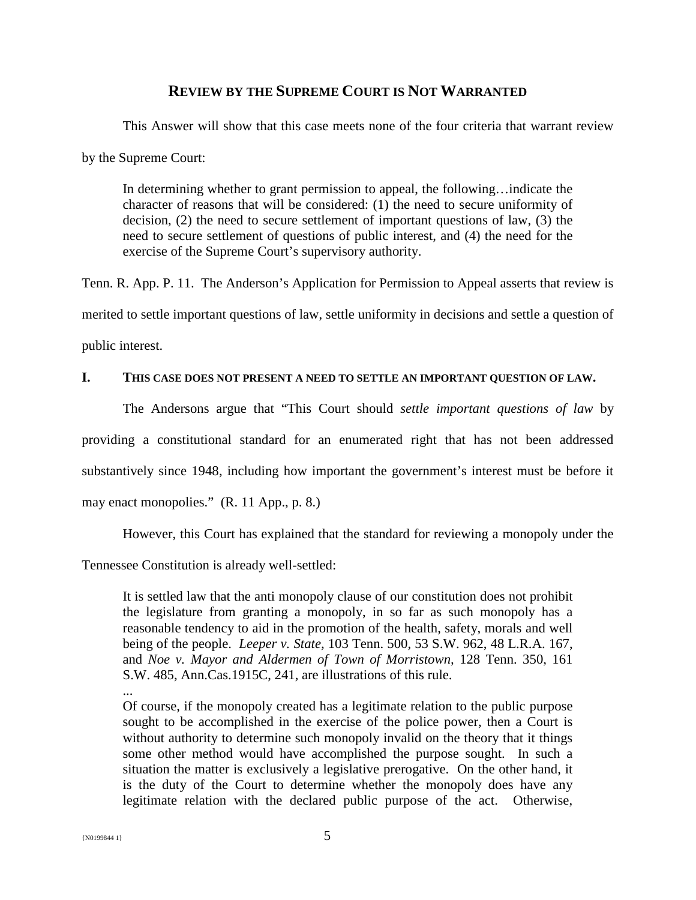## **REVIEW BY THE SUPREME COURT IS NOT WARRANTED**

This Answer will show that this case meets none of the four criteria that warrant review by the Supreme Court:

> In determining whether to grant permission to appeal, the following…indicate the character of reasons that will be considered: (1) the need to secure uniformity of decision, (2) the need to secure settlement of important questions of law, (3) the need to secure settlement of questions of public interest, and (4) the need for the exercise of the Supreme Court's supervisory authority.

Tenn. R. App. P. 11. The Anderson's Application for Permission to Appeal asserts that review is merited to settle important questions of law, settle uniformity in decisions and settle a question of public interest.

### **I. THIS CASE DOES NOT PRESENT A NEED TO SETTLE AN IMPORTANT QUESTION OF LAW.**

The Andersons argue that "This Court should *settle important questions of law* by providing a constitutional standard for an enumerated right that has not been addressed substantively since 1948, including how important the government's interest must be before it may enact monopolies." (R. 11 App., p. 8.)

However, this Court has explained that the standard for reviewing a monopoly under the Tennessee Constitution is already well-settled:

> It is settled law that the anti monopoly clause of our constitution does not prohibit the legislature from granting a monopoly, in so far as such monopoly has a reasonable tendency to aid in the promotion of the health, safety, morals and well being of the people. *Leeper v. State*, 103 Tenn. 500, 53 S.W. 962, 48 L.R.A. 167, and *Noe v. Mayor and Aldermen of Town of Morristown*, 128 Tenn. 350, 161 S.W. 485, Ann.Cas.1915C, 241, are illustrations of this rule.
>
> ...
>
> Of course, if the monopoly created has a legitimate relation to the public purpose sought to be accomplished in the exercise of the police power, then a Court is without authority to determine such monopoly invalid on the theory that it things some other method would have accomplished the purpose sought. In such a situation the matter is exclusively a legislative prerogative. On the other hand, it is the duty of the Court to determine whether the monopoly does have any legitimate relation with the declared public purpose of the act. Otherwise,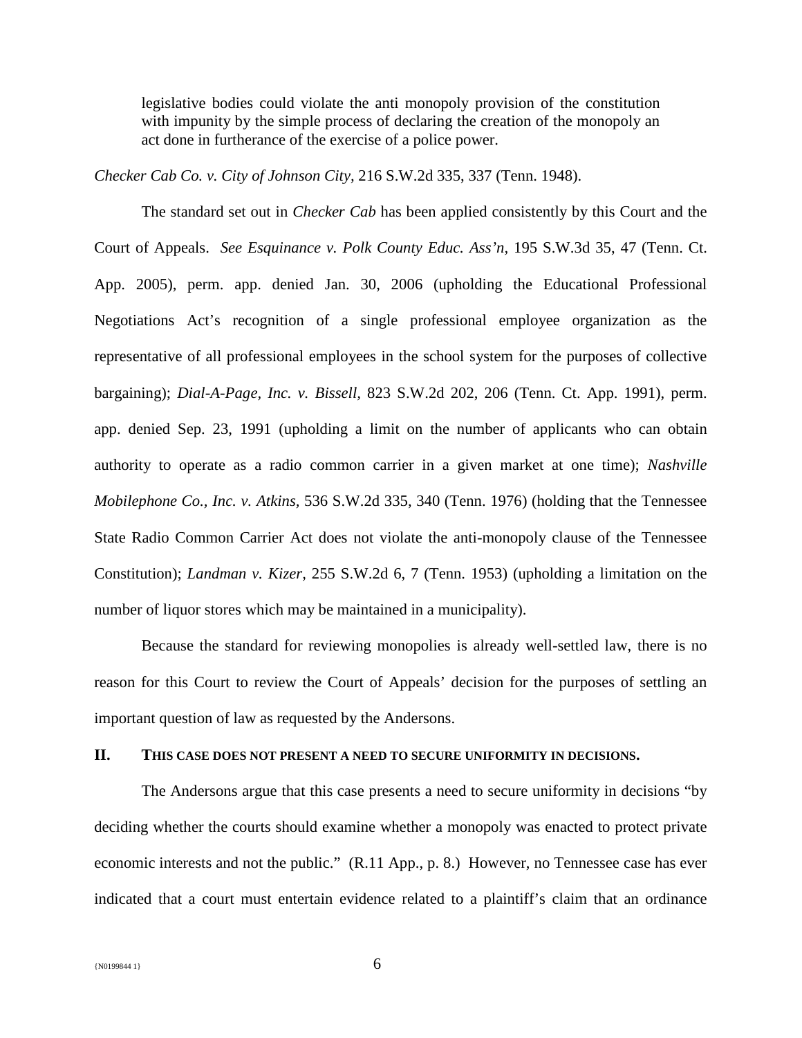> legislative bodies could violate the anti monopoly provision of the constitution with impunity by the simple process of declaring the creation of the monopoly an act done in furtherance of the exercise of a police power.

*Checker Cab Co. v. City of Johnson City,* 216 S.W.2d 335, 337 (Tenn. 1948).

The standard set out in *Checker Cab* has been applied consistently by this Court and the Court of Appeals. *See Esquinance v. Polk County Educ. Ass'n,* 195 S.W.3d 35, 47 (Tenn. Ct. App. 2005), perm. app. denied Jan. 30, 2006 (upholding the Educational Professional Negotiations Act's recognition of a single professional employee organization as the representative of all professional employees in the school system for the purposes of collective bargaining); *Dial-A-Page, Inc. v. Bissell,* 823 S.W.2d 202, 206 (Tenn. Ct. App. 1991), perm. app. denied Sep. 23, 1991 (upholding a limit on the number of applicants who can obtain authority to operate as a radio common carrier in a given market at one time); *Nashville Mobilephone Co., Inc. v. Atkins,* 536 S.W.2d 335, 340 (Tenn. 1976) (holding that the Tennessee State Radio Common Carrier Act does not violate the anti-monopoly clause of the Tennessee Constitution); *Landman v. Kizer,* 255 S.W.2d 6, 7 (Tenn. 1953) (upholding a limitation on the number of liquor stores which may be maintained in a municipality).

Because the standard for reviewing monopolies is already well-settled law, there is no reason for this Court to review the Court of Appeals' decision for the purposes of settling an important question of law as requested by the Andersons.

## II. THIS CASE DOES NOT PRESENT A NEED TO SECURE UNIFORMITY IN DECISIONS.

The Andersons argue that this case presents a need to secure uniformity in decisions "by deciding whether the courts should examine whether a monopoly was enacted to protect private economic interests and not the public." (R.11 App., p. 8.) However, no Tennessee case has ever indicated that a court must entertain evidence related to a plaintiff's claim that an ordinance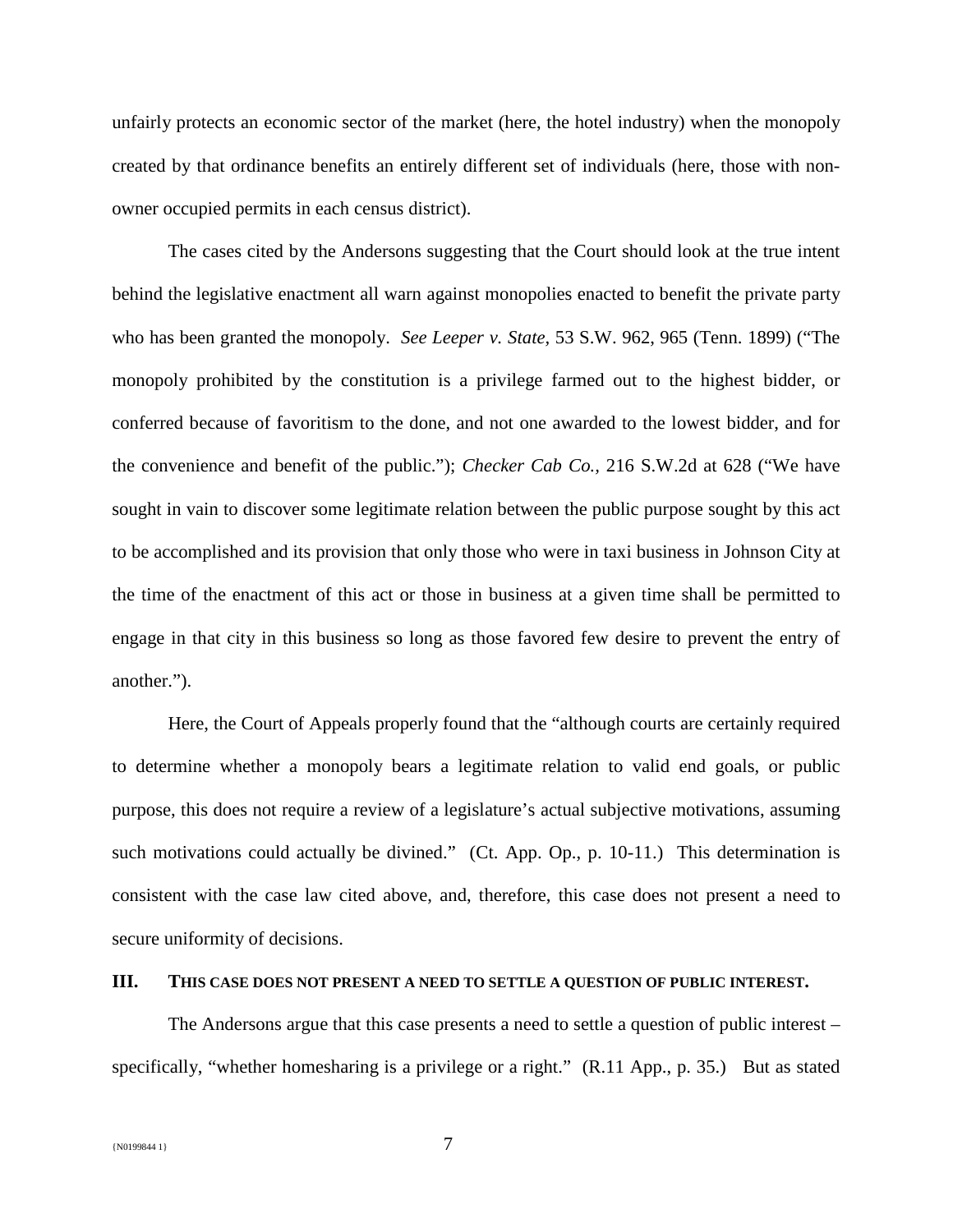unfairly protects an economic sector of the market (here, the hotel industry) when the monopoly created by that ordinance benefits an entirely different set of individuals (here, those with non-owner occupied permits in each census district).

The cases cited by the Andersons suggesting that the Court should look at the true intent behind the legislative enactment all warn against monopolies enacted to benefit the private party who has been granted the monopoly. *See Leeper v. State*, 53 S.W. 962, 965 (Tenn. 1899) ("The monopoly prohibited by the constitution is a privilege farmed out to the highest bidder, or conferred because of favoritism to the done, and not one awarded to the lowest bidder, and for the convenience and benefit of the public."); *Checker Cab Co.*, 216 S.W.2d at 628 ("We have sought in vain to discover some legitimate relation between the public purpose sought by this act to be accomplished and its provision that only those who were in taxi business in Johnson City at the time of the enactment of this act or those in business at a given time shall be permitted to engage in that city in this business so long as those favored few desire to prevent the entry of another.").

Here, the Court of Appeals properly found that the "although courts are certainly required to determine whether a monopoly bears a legitimate relation to valid end goals, or public purpose, this does not require a review of a legislature's actual subjective motivations, assuming such motivations could actually be divined." (Ct. App. Op., p. 10-11.) This determination is consistent with the case law cited above, and, therefore, this case does not present a need to secure uniformity of decisions.

## III. THIS CASE DOES NOT PRESENT A NEED TO SETTLE A QUESTION OF PUBLIC INTEREST.

The Andersons argue that this case presents a need to settle a question of public interest – specifically, "whether homesharing is a privilege or a right." (R.11 App., p. 35.) But as stated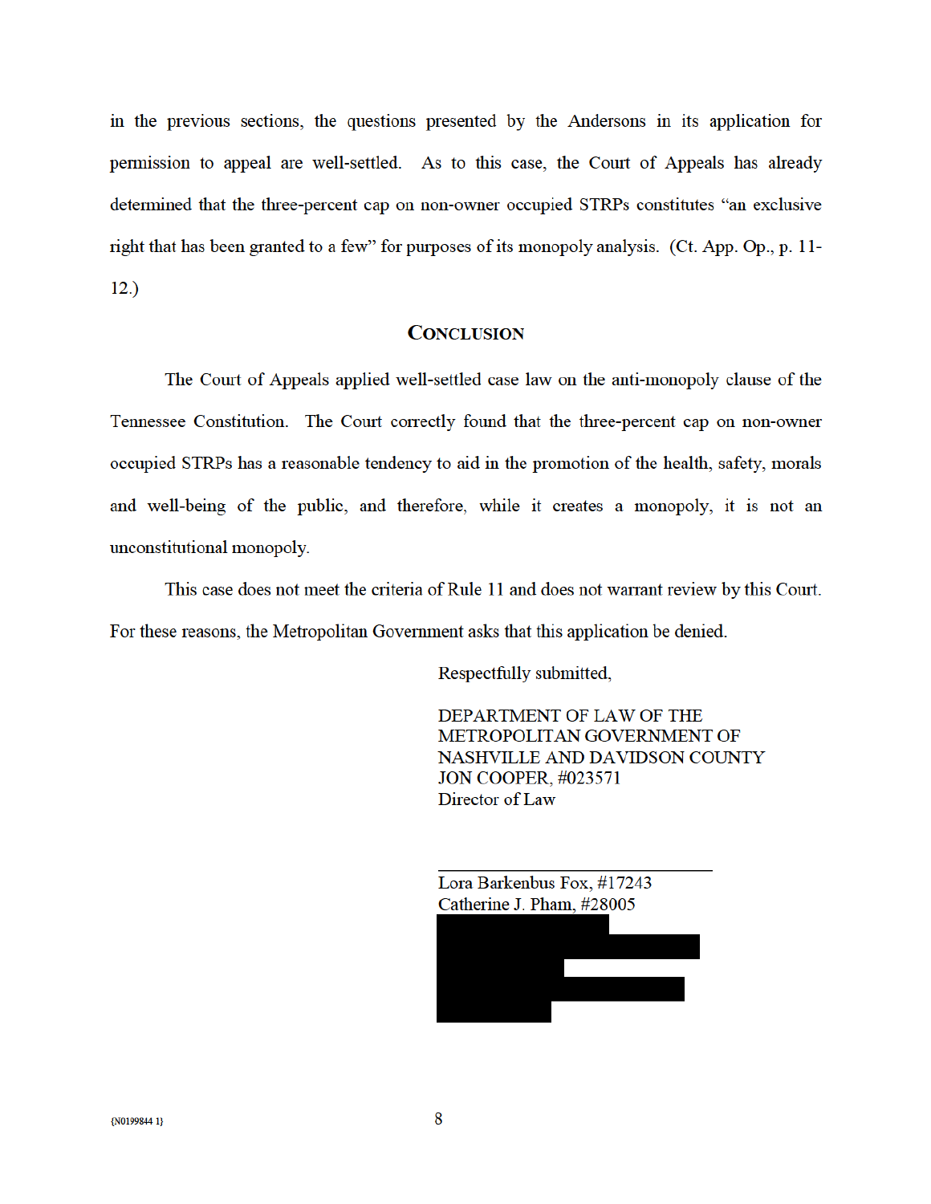in the previous sections, the questions presented by the Andersons in its application for permission to appeal are well-settled. As to this case, the Court of Appeals has already determined that the three-percent cap on non-owner occupied STRPs constitutes "an exclusive right that has been granted to a few" for purposes of its monopoly analysis. (Ct. App. Op., p. 11-12.)

## CONCLUSION

The Court of Appeals applied well-settled case law on the anti-monopoly clause of the Tennessee Constitution. The Court correctly found that the three-percent cap on non-owner occupied STRPs has a reasonable tendency to aid in the promotion of the health, safety, morals and well-being of the public, and therefore, while it creates a monopoly, it is not an unconstitutional monopoly.

This case does not meet the criteria of Rule 11 and does not warrant review by this Court. For these reasons, the Metropolitan Government asks that this application be denied.

Respectfully submitted,

DEPARTMENT OF LAW OF THE
METROPOLITAN GOVERNMENT OF
NASHVILLE AND DAVIDSON COUNTY
JON COOPER, #023571
Director of Law

Lora Barkenbus Fox, #17243
Catherine J. Pham, #28005

{N0199844 1}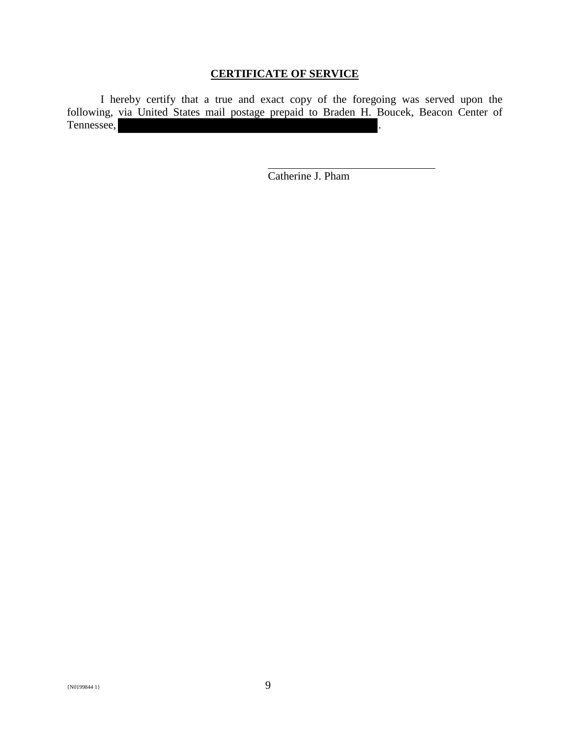## CERTIFICATE OF SERVICE

I hereby certify that a true and exact copy of the foregoing was served upon the following, via United States mail postage prepaid to Braden H. Boucek, Beacon Center of Tennessee, ████████████████████████████████.

Catherine J. Pham

{N0199844 1}